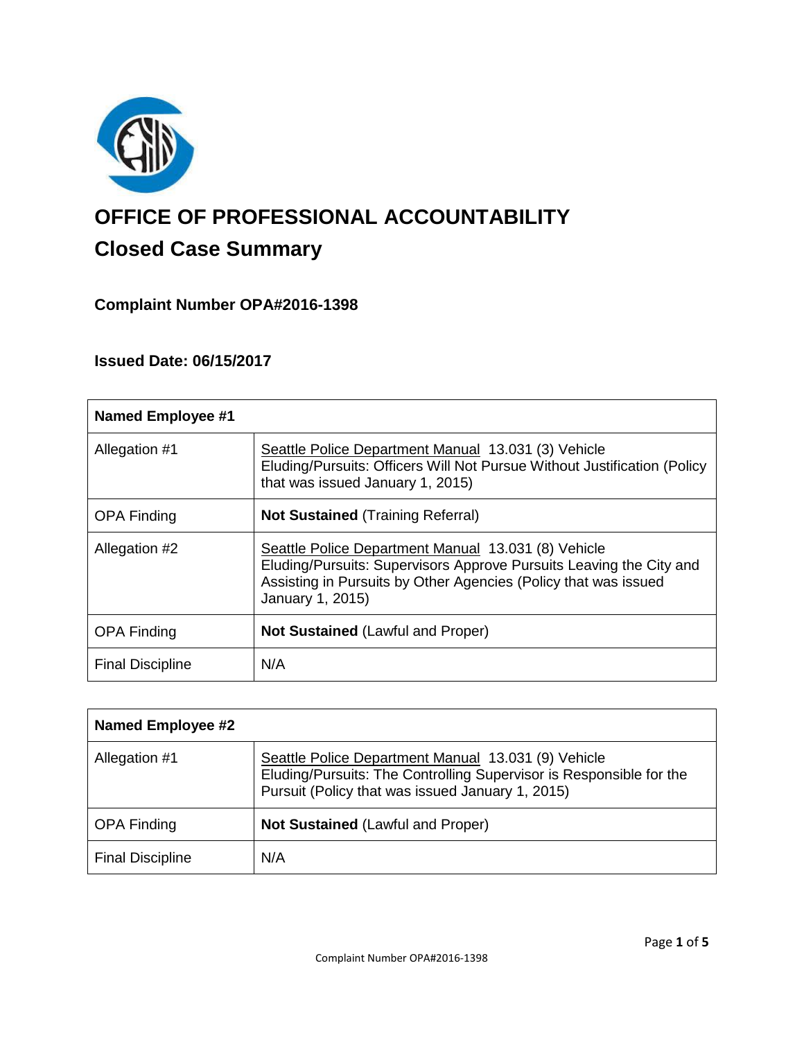# OFFICE OF PROFESSIONAL ACCOUNTABILITY

## Closed Case Summary

### Complaint Number OPA#2016-1398

### Issued Date: 06/15/2017

| Named Employee #1 | |
|---|---|
| Allegation #1 | Seattle Police Department Manual 13.031 (3) Vehicle Eluding/Pursuits: Officers Will Not Pursue Without Justification (Policy that was issued January 1, 2015) |
| OPA Finding | **Not Sustained** (Training Referral) |
| Allegation #2 | Seattle Police Department Manual 13.031 (8) Vehicle Eluding/Pursuits: Supervisors Approve Pursuits Leaving the City and Assisting in Pursuits by Other Agencies (Policy that was issued January 1, 2015) |
| OPA Finding | **Not Sustained** (Lawful and Proper) |
| Final Discipline | N/A |

| Named Employee #2 | |
|---|---|
| Allegation #1 | Seattle Police Department Manual 13.031 (9) Vehicle Eluding/Pursuits: The Controlling Supervisor is Responsible for the Pursuit (Policy that was issued January 1, 2015) |
| OPA Finding | **Not Sustained** (Lawful and Proper) |
| Final Discipline | N/A |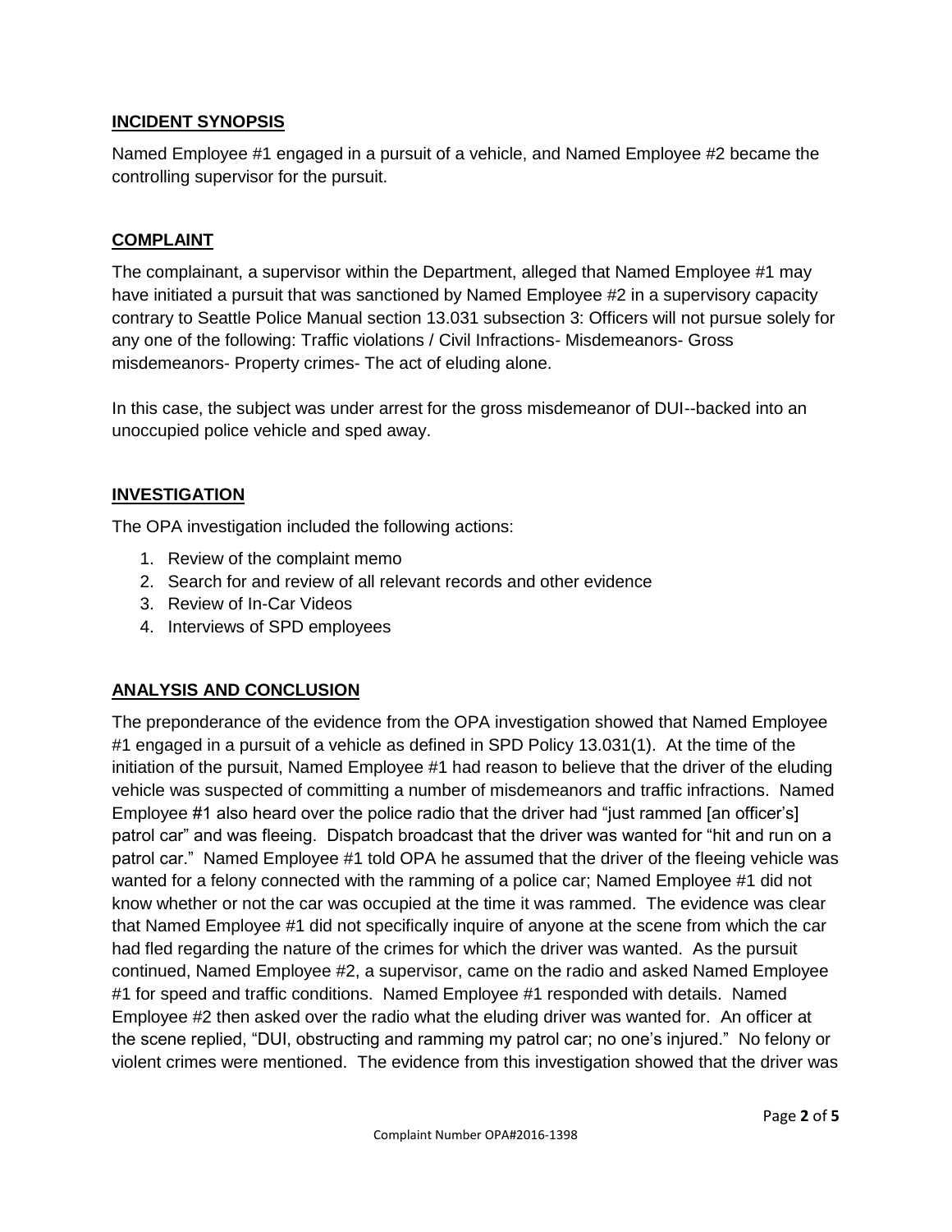## INCIDENT SYNOPSIS

Named Employee #1 engaged in a pursuit of a vehicle, and Named Employee #2 became the controlling supervisor for the pursuit.

## COMPLAINT

The complainant, a supervisor within the Department, alleged that Named Employee #1 may have initiated a pursuit that was sanctioned by Named Employee #2 in a supervisory capacity contrary to Seattle Police Manual section 13.031 subsection 3: Officers will not pursue solely for any one of the following: Traffic violations / Civil Infractions- Misdemeanors- Gross misdemeanors- Property crimes- The act of eluding alone.

In this case, the subject was under arrest for the gross misdemeanor of DUI--backed into an unoccupied police vehicle and sped away.

## INVESTIGATION

The OPA investigation included the following actions:

1. Review of the complaint memo
2. Search for and review of all relevant records and other evidence
3. Review of In-Car Videos
4. Interviews of SPD employees

## ANALYSIS AND CONCLUSION

The preponderance of the evidence from the OPA investigation showed that Named Employee #1 engaged in a pursuit of a vehicle as defined in SPD Policy 13.031(1). At the time of the initiation of the pursuit, Named Employee #1 had reason to believe that the driver of the eluding vehicle was suspected of committing a number of misdemeanors and traffic infractions. Named Employee #1 also heard over the police radio that the driver had "just rammed [an officer's] patrol car" and was fleeing. Dispatch broadcast that the driver was wanted for "hit and run on a patrol car." Named Employee #1 told OPA he assumed that the driver of the fleeing vehicle was wanted for a felony connected with the ramming of a police car; Named Employee #1 did not know whether or not the car was occupied at the time it was rammed. The evidence was clear that Named Employee #1 did not specifically inquire of anyone at the scene from which the car had fled regarding the nature of the crimes for which the driver was wanted. As the pursuit continued, Named Employee #2, a supervisor, came on the radio and asked Named Employee #1 for speed and traffic conditions. Named Employee #1 responded with details. Named Employee #2 then asked over the radio what the eluding driver was wanted for. An officer at the scene replied, "DUI, obstructing and ramming my patrol car; no one's injured." No felony or violent crimes were mentioned. The evidence from this investigation showed that the driver was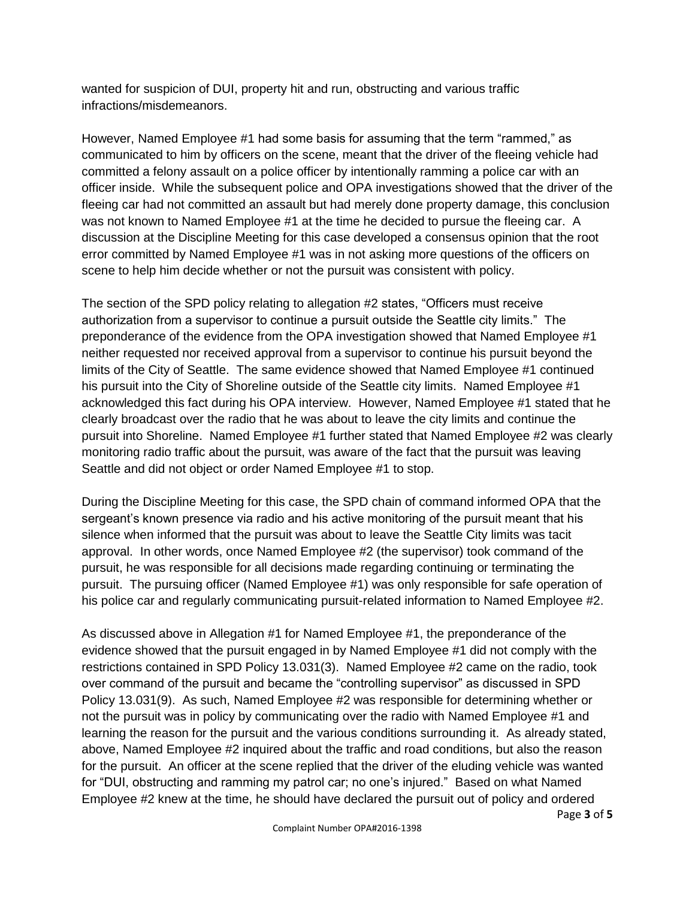wanted for suspicion of DUI, property hit and run, obstructing and various traffic infractions/misdemeanors.

However, Named Employee #1 had some basis for assuming that the term "rammed," as communicated to him by officers on the scene, meant that the driver of the fleeing vehicle had committed a felony assault on a police officer by intentionally ramming a police car with an officer inside. While the subsequent police and OPA investigations showed that the driver of the fleeing car had not committed an assault but had merely done property damage, this conclusion was not known to Named Employee #1 at the time he decided to pursue the fleeing car. A discussion at the Discipline Meeting for this case developed a consensus opinion that the root error committed by Named Employee #1 was in not asking more questions of the officers on scene to help him decide whether or not the pursuit was consistent with policy.

The section of the SPD policy relating to allegation #2 states, "Officers must receive authorization from a supervisor to continue a pursuit outside the Seattle city limits." The preponderance of the evidence from the OPA investigation showed that Named Employee #1 neither requested nor received approval from a supervisor to continue his pursuit beyond the limits of the City of Seattle. The same evidence showed that Named Employee #1 continued his pursuit into the City of Shoreline outside of the Seattle city limits. Named Employee #1 acknowledged this fact during his OPA interview. However, Named Employee #1 stated that he clearly broadcast over the radio that he was about to leave the city limits and continue the pursuit into Shoreline. Named Employee #1 further stated that Named Employee #2 was clearly monitoring radio traffic about the pursuit, was aware of the fact that the pursuit was leaving Seattle and did not object or order Named Employee #1 to stop.

During the Discipline Meeting for this case, the SPD chain of command informed OPA that the sergeant's known presence via radio and his active monitoring of the pursuit meant that his silence when informed that the pursuit was about to leave the Seattle City limits was tacit approval. In other words, once Named Employee #2 (the supervisor) took command of the pursuit, he was responsible for all decisions made regarding continuing or terminating the pursuit. The pursuing officer (Named Employee #1) was only responsible for safe operation of his police car and regularly communicating pursuit-related information to Named Employee #2.

As discussed above in Allegation #1 for Named Employee #1, the preponderance of the evidence showed that the pursuit engaged in by Named Employee #1 did not comply with the restrictions contained in SPD Policy 13.031(3). Named Employee #2 came on the radio, took over command of the pursuit and became the "controlling supervisor" as discussed in SPD Policy 13.031(9). As such, Named Employee #2 was responsible for determining whether or not the pursuit was in policy by communicating over the radio with Named Employee #1 and learning the reason for the pursuit and the various conditions surrounding it. As already stated, above, Named Employee #2 inquired about the traffic and road conditions, but also the reason for the pursuit. An officer at the scene replied that the driver of the eluding vehicle was wanted for "DUI, obstructing and ramming my patrol car; no one's injured." Based on what Named Employee #2 knew at the time, he should have declared the pursuit out of policy and ordered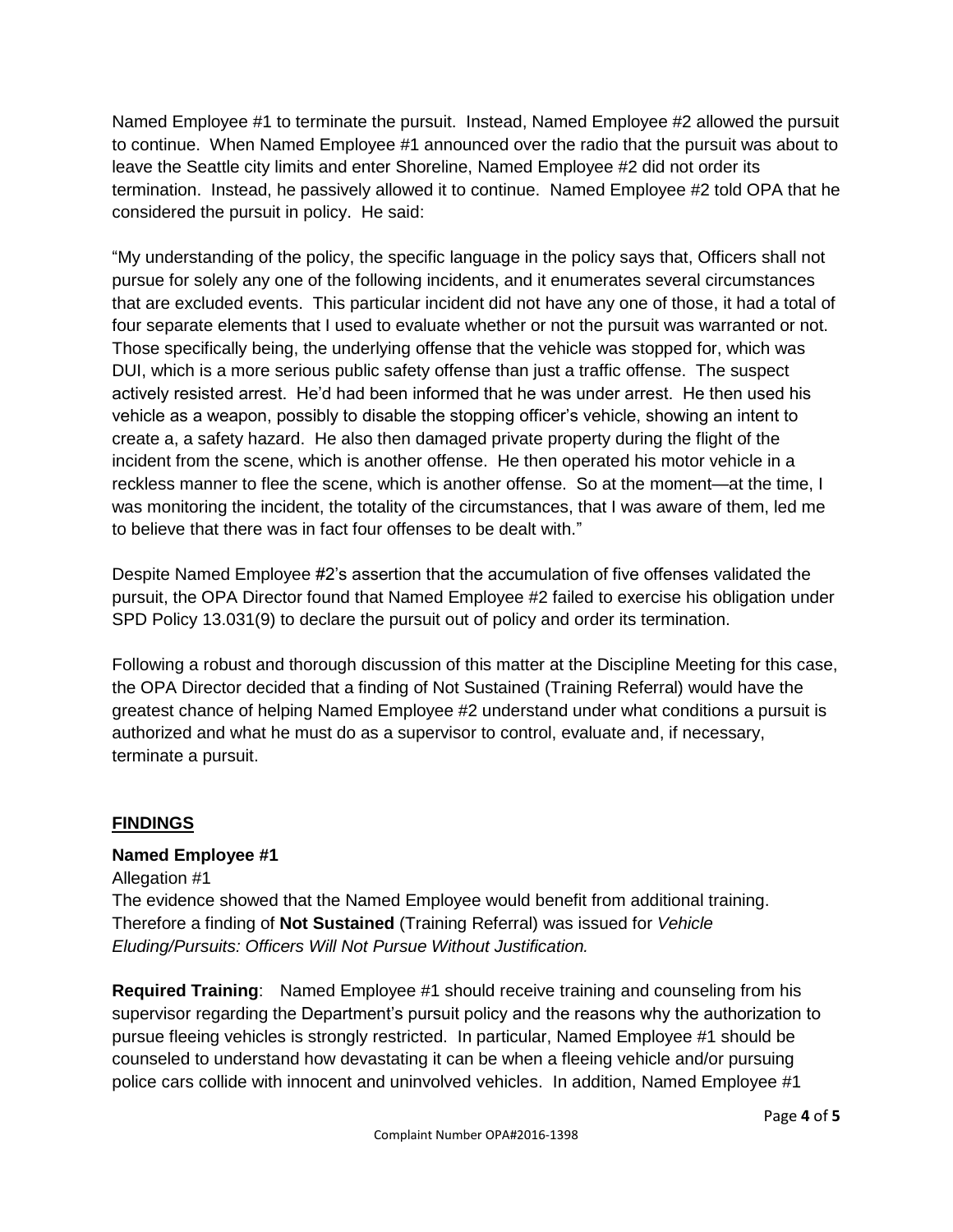Named Employee #1 to terminate the pursuit. Instead, Named Employee #2 allowed the pursuit to continue. When Named Employee #1 announced over the radio that the pursuit was about to leave the Seattle city limits and enter Shoreline, Named Employee #2 did not order its termination. Instead, he passively allowed it to continue. Named Employee #2 told OPA that he considered the pursuit in policy. He said:

"My understanding of the policy, the specific language in the policy says that, Officers shall not pursue for solely any one of the following incidents, and it enumerates several circumstances that are excluded events. This particular incident did not have any one of those, it had a total of four separate elements that I used to evaluate whether or not the pursuit was warranted or not. Those specifically being, the underlying offense that the vehicle was stopped for, which was DUI, which is a more serious public safety offense than just a traffic offense. The suspect actively resisted arrest. He'd had been informed that he was under arrest. He then used his vehicle as a weapon, possibly to disable the stopping officer's vehicle, showing an intent to create a, a safety hazard. He also then damaged private property during the flight of the incident from the scene, which is another offense. He then operated his motor vehicle in a reckless manner to flee the scene, which is another offense. So at the moment—at the time, I was monitoring the incident, the totality of the circumstances, that I was aware of them, led me to believe that there was in fact four offenses to be dealt with."

Despite Named Employee #2's assertion that the accumulation of five offenses validated the pursuit, the OPA Director found that Named Employee #2 failed to exercise his obligation under SPD Policy 13.031(9) to declare the pursuit out of policy and order its termination.

Following a robust and thorough discussion of this matter at the Discipline Meeting for this case, the OPA Director decided that a finding of Not Sustained (Training Referral) would have the greatest chance of helping Named Employee #2 understand under what conditions a pursuit is authorized and what he must do as a supervisor to control, evaluate and, if necessary, terminate a pursuit.

## FINDINGS

**Named Employee #1**

Allegation #1

The evidence showed that the Named Employee would benefit from additional training. Therefore a finding of **Not Sustained** (Training Referral) was issued for *Vehicle Eluding/Pursuits: Officers Will Not Pursue Without Justification.*

**Required Training**: Named Employee #1 should receive training and counseling from his supervisor regarding the Department's pursuit policy and the reasons why the authorization to pursue fleeing vehicles is strongly restricted. In particular, Named Employee #1 should be counseled to understand how devastating it can be when a fleeing vehicle and/or pursuing police cars collide with innocent and uninvolved vehicles. In addition, Named Employee #1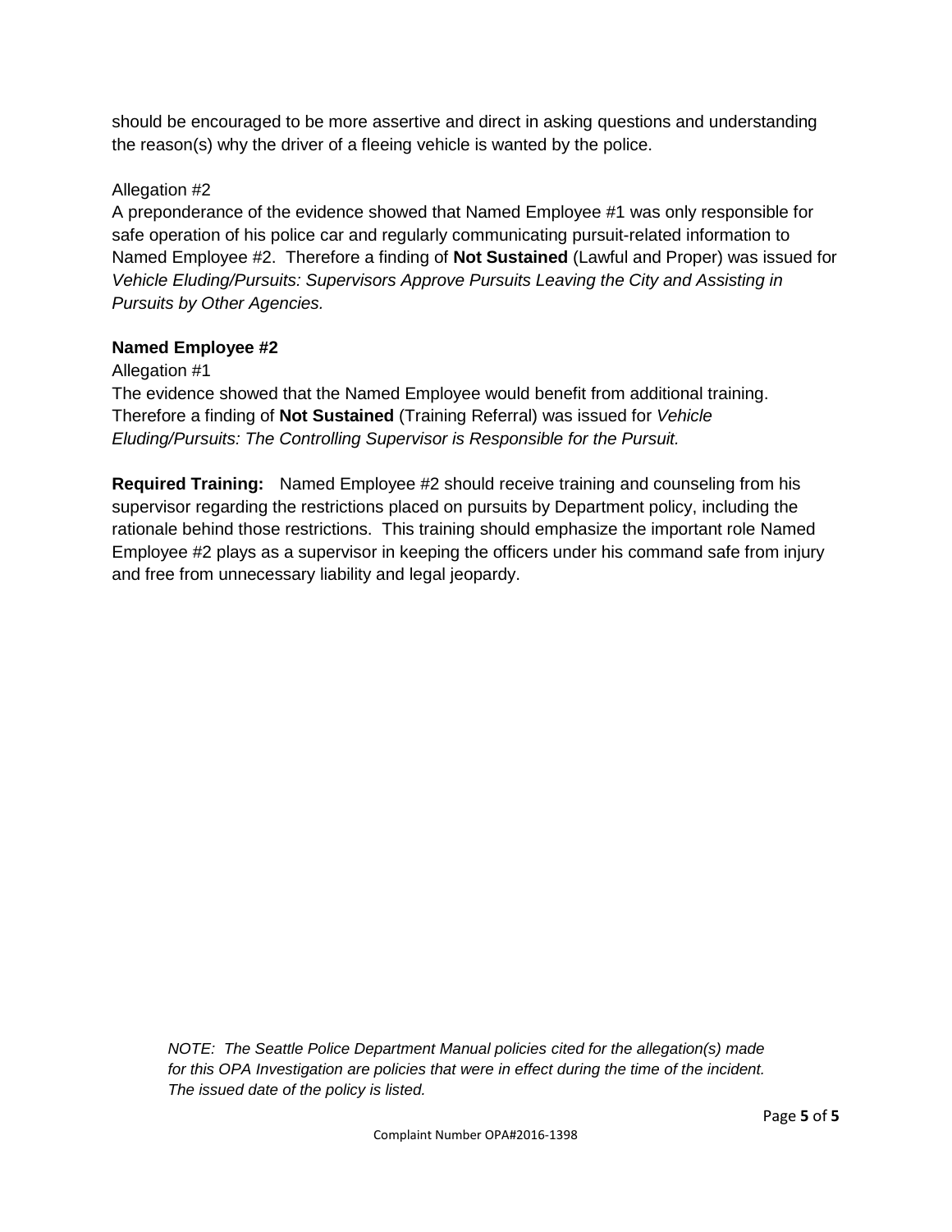should be encouraged to be more assertive and direct in asking questions and understanding the reason(s) why the driver of a fleeing vehicle is wanted by the police.

Allegation #2

A preponderance of the evidence showed that Named Employee #1 was only responsible for safe operation of his police car and regularly communicating pursuit-related information to Named Employee #2. Therefore a finding of **Not Sustained** (Lawful and Proper) was issued for *Vehicle Eluding/Pursuits: Supervisors Approve Pursuits Leaving the City and Assisting in Pursuits by Other Agencies.*

**Named Employee #2**

Allegation #1

The evidence showed that the Named Employee would benefit from additional training. Therefore a finding of **Not Sustained** (Training Referral) was issued for *Vehicle Eluding/Pursuits: The Controlling Supervisor is Responsible for the Pursuit.*

**Required Training:** Named Employee #2 should receive training and counseling from his supervisor regarding the restrictions placed on pursuits by Department policy, including the rationale behind those restrictions. This training should emphasize the important role Named Employee #2 plays as a supervisor in keeping the officers under his command safe from injury and free from unnecessary liability and legal jeopardy.

*NOTE: The Seattle Police Department Manual policies cited for the allegation(s) made for this OPA Investigation are policies that were in effect during the time of the incident. The issued date of the policy is listed.*

Complaint Number OPA#2016-1398